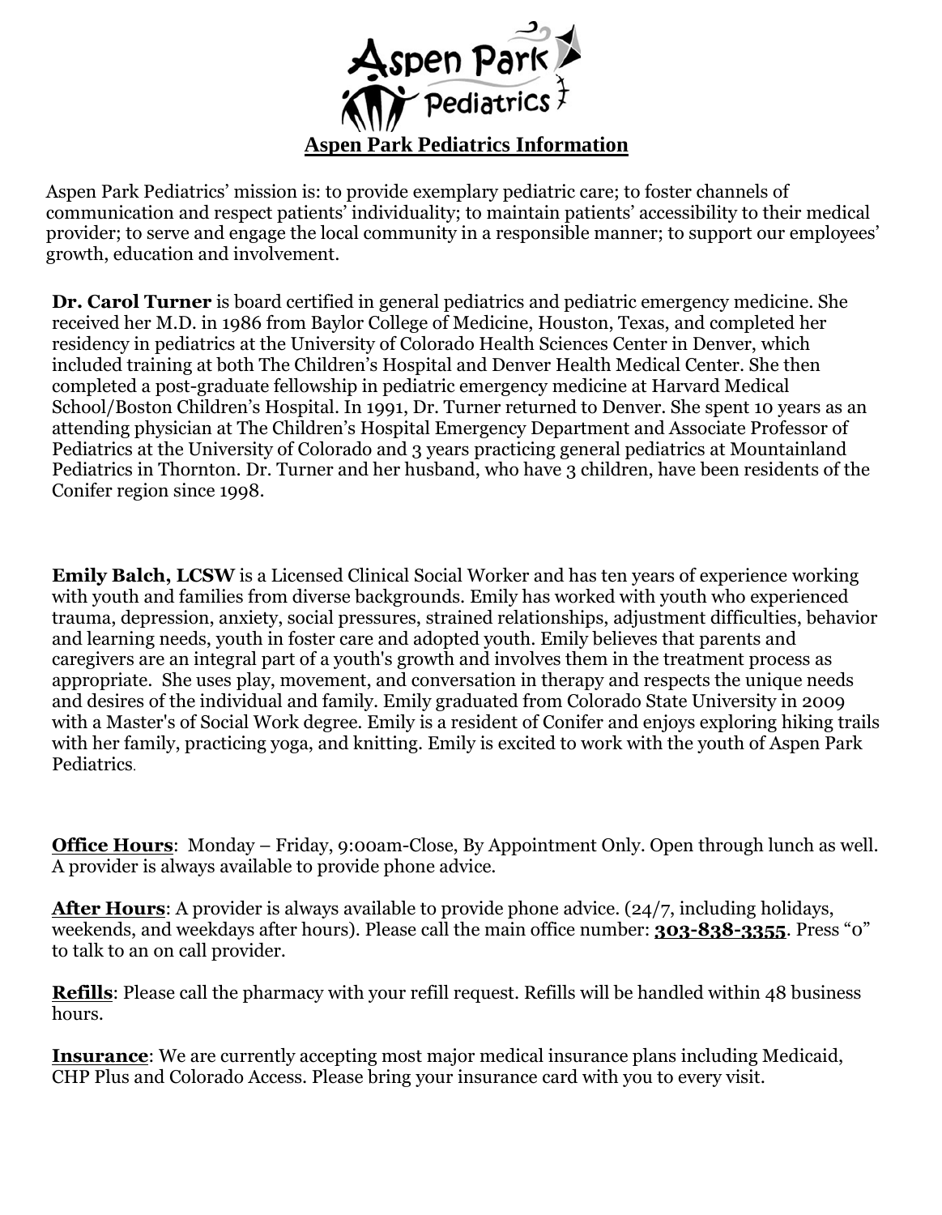# Aspen Park Pediatrics Information

Aspen Park Pediatrics' mission is: to provide exemplary pediatric care; to foster channels of communication and respect patients' individuality; to maintain patients' accessibility to their medical provider; to serve and engage the local community in a responsible manner; to support our employees' growth, education and involvement.

**Dr. Carol Turner** is board certified in general pediatrics and pediatric emergency medicine. She received her M.D. in 1986 from Baylor College of Medicine, Houston, Texas, and completed her residency in pediatrics at the University of Colorado Health Sciences Center in Denver, which included training at both The Children's Hospital and Denver Health Medical Center. She then completed a post-graduate fellowship in pediatric emergency medicine at Harvard Medical School/Boston Children's Hospital. In 1991, Dr. Turner returned to Denver. She spent 10 years as an attending physician at The Children's Hospital Emergency Department and Associate Professor of Pediatrics at the University of Colorado and 3 years practicing general pediatrics at Mountainland Pediatrics in Thornton. Dr. Turner and her husband, who have 3 children, have been residents of the Conifer region since 1998.

**Emily Balch, LCSW** is a Licensed Clinical Social Worker and has ten years of experience working with youth and families from diverse backgrounds. Emily has worked with youth who experienced trauma, depression, anxiety, social pressures, strained relationships, adjustment difficulties, behavior and learning needs, youth in foster care and adopted youth. Emily believes that parents and caregivers are an integral part of a youth's growth and involves them in the treatment process as appropriate. She uses play, movement, and conversation in therapy and respects the unique needs and desires of the individual and family. Emily graduated from Colorado State University in 2009 with a Master's of Social Work degree. Emily is a resident of Conifer and enjoys exploring hiking trails with her family, practicing yoga, and knitting. Emily is excited to work with the youth of Aspen Park Pediatrics.

**Office Hours**: Monday – Friday, 9:00am-Close, By Appointment Only. Open through lunch as well. A provider is always available to provide phone advice.

**After Hours**: A provider is always available to provide phone advice. (24/7, including holidays, weekends, and weekdays after hours). Please call the main office number: **303-838-3355**. Press "0" to talk to an on call provider.

**Refills**: Please call the pharmacy with your refill request. Refills will be handled within 48 business hours.

**Insurance**: We are currently accepting most major medical insurance plans including Medicaid, CHP Plus and Colorado Access. Please bring your insurance card with you to every visit.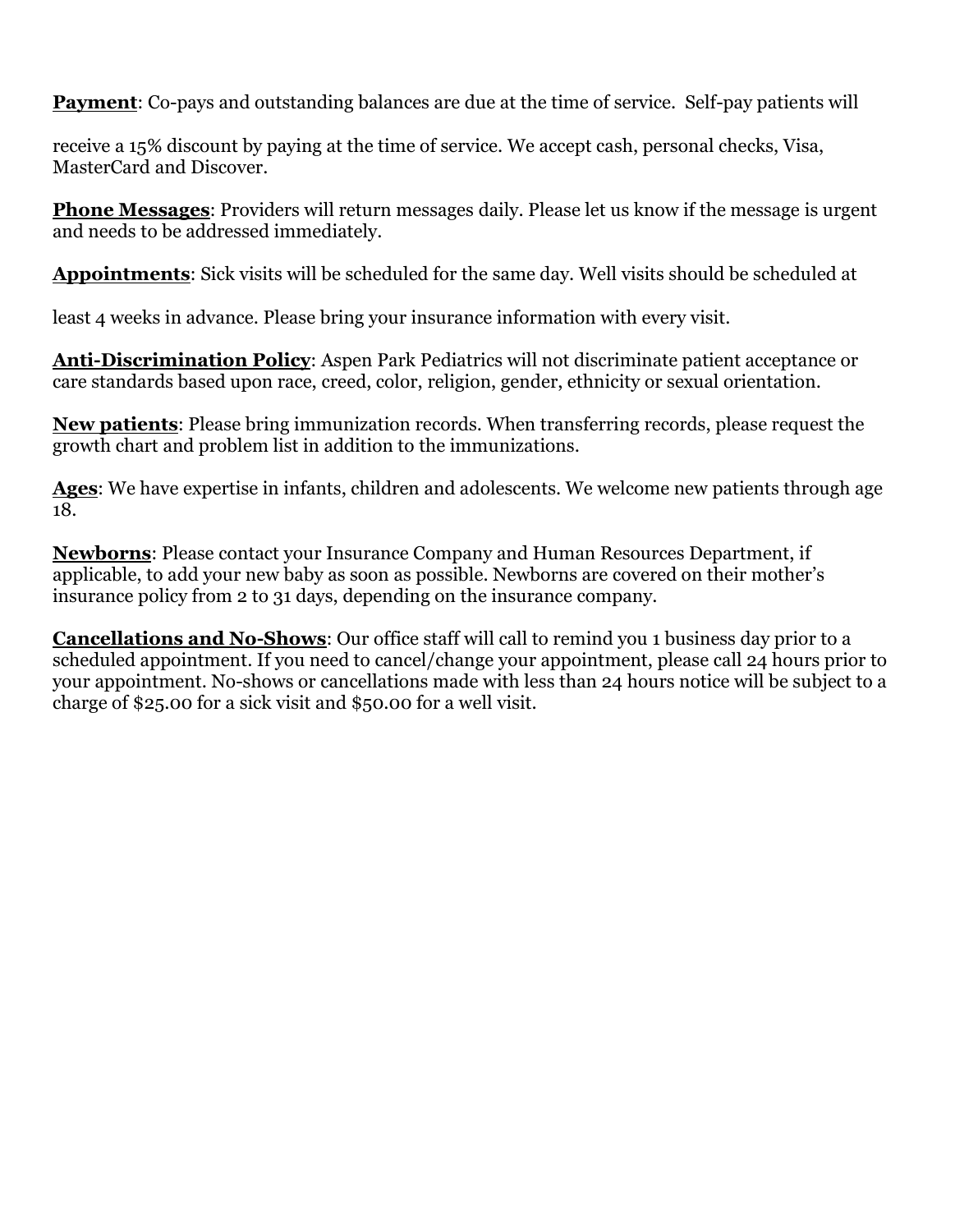**Payment**: Co-pays and outstanding balances are due at the time of service. Self-pay patients will receive a 15% discount by paying at the time of service. We accept cash, personal checks, Visa, MasterCard and Discover.

**Phone Messages**: Providers will return messages daily. Please let us know if the message is urgent and needs to be addressed immediately.

**Appointments**: Sick visits will be scheduled for the same day. Well visits should be scheduled at least 4 weeks in advance. Please bring your insurance information with every visit.

**Anti-Discrimination Policy**: Aspen Park Pediatrics will not discriminate patient acceptance or care standards based upon race, creed, color, religion, gender, ethnicity or sexual orientation.

**New patients**: Please bring immunization records. When transferring records, please request the growth chart and problem list in addition to the immunizations.

**Ages**: We have expertise in infants, children and adolescents. We welcome new patients through age 18.

**Newborns**: Please contact your Insurance Company and Human Resources Department, if applicable, to add your new baby as soon as possible. Newborns are covered on their mother's insurance policy from 2 to 31 days, depending on the insurance company.

**Cancellations and No-Shows**: Our office staff will call to remind you 1 business day prior to a scheduled appointment. If you need to cancel/change your appointment, please call 24 hours prior to your appointment. No-shows or cancellations made with less than 24 hours notice will be subject to a charge of $25.00 for a sick visit and $50.00 for a well visit.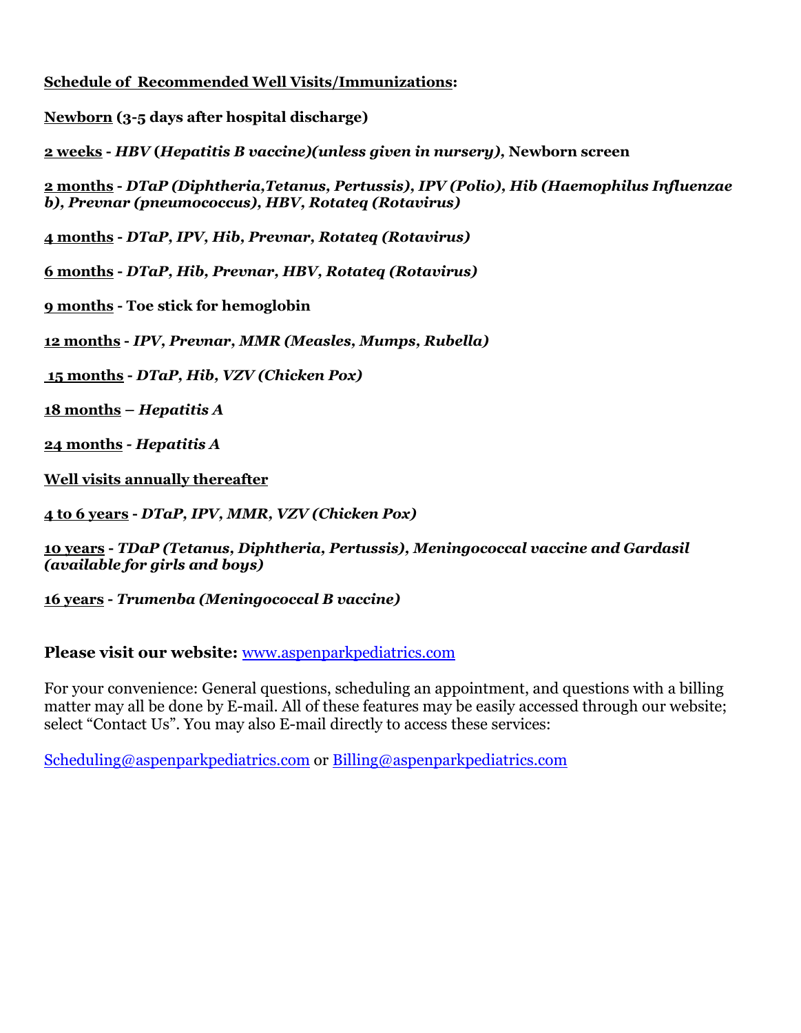**Schedule of Recommended Well Visits/Immunizations:**

**Newborn (3-5 days after hospital discharge)**

**2 weeks - *HBV (Hepatitis B vaccine)(unless given in nursery)*, Newborn screen**

**2 months - *DTaP (Diphtheria,Tetanus, Pertussis), IPV (Polio), Hib (Haemophilus Influenzae b), Prevnar (pneumococcus), HBV, Rotateq (Rotavirus)***

**4 months - *DTaP, IPV, Hib, Prevnar, Rotateq (Rotavirus)***

**6 months - *DTaP, Hib, Prevnar, HBV, Rotateq (Rotavirus)***

**9 months - Toe stick for hemoglobin**

**12 months - *IPV, Prevnar, MMR (Measles, Mumps, Rubella)***

**15 months - *DTaP, Hib, VZV (Chicken Pox)***

**18 months – *Hepatitis A***

**24 months - *Hepatitis A***

**Well visits annually thereafter**

**4 to 6 years - *DTaP, IPV, MMR, VZV (Chicken Pox)***

**10 years - *TDaP (Tetanus, Diphtheria, Pertussis), Meningococcal vaccine and Gardasil (available for girls and boys)***

**16 years - *Trumenba (Meningococcal B vaccine)***

**Please visit our website:** www.aspenparkpediatrics.com

For your convenience: General questions, scheduling an appointment, and questions with a billing matter may all be done by E-mail. All of these features may be easily accessed through our website; select "Contact Us". You may also E-mail directly to access these services:

Scheduling@aspenparkpediatrics.com or Billing@aspenparkpediatrics.com